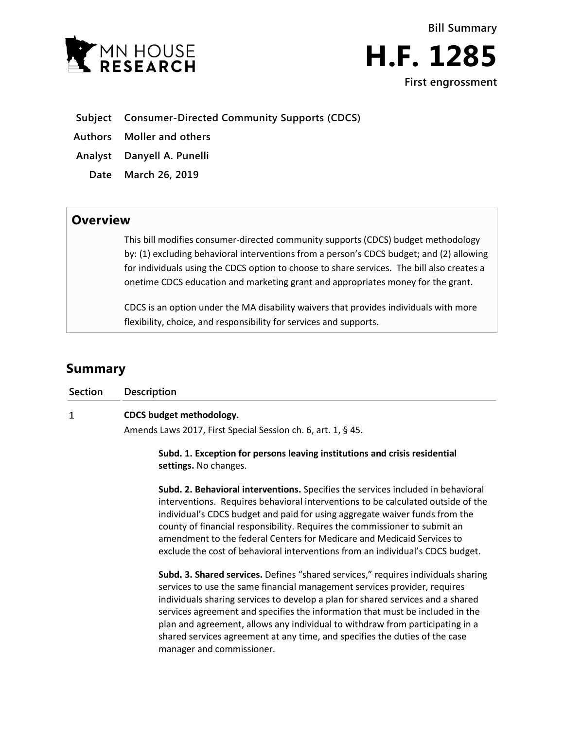MN HOUSE RESEARCH

Bill Summary

# H.F. 1285

First engrossment

**Subject** Consumer-Directed Community Supports (CDCS)

**Authors** Moller and others

**Analyst** Danyell A. Punelli

**Date** March 26, 2019

## Overview

This bill modifies consumer-directed community supports (CDCS) budget methodology by: (1) excluding behavioral interventions from a person's CDCS budget; and (2) allowing for individuals using the CDCS option to choose to share services. The bill also creates a onetime CDCS education and marketing grant and appropriates money for the grant.

CDCS is an option under the MA disability waivers that provides individuals with more flexibility, choice, and responsibility for services and supports.

## Summary

| Section | Description |
| --- | --- |
| 1 | **CDCS budget methodology.**<br>Amends Laws 2017, First Special Session ch. 6, art. 1, § 45.<br><br>**Subd. 1. Exception for persons leaving institutions and crisis residential settings.** No changes.<br><br>**Subd. 2. Behavioral interventions.** Specifies the services included in behavioral interventions. Requires behavioral interventions to be calculated outside of the individual's CDCS budget and paid for using aggregate waiver funds from the county of financial responsibility. Requires the commissioner to submit an amendment to the federal Centers for Medicare and Medicaid Services to exclude the cost of behavioral interventions from an individual's CDCS budget.<br><br>**Subd. 3. Shared services.** Defines "shared services," requires individuals sharing services to use the same financial management services provider, requires individuals sharing services to develop a plan for shared services and a shared services agreement and specifies the information that must be included in the plan and agreement, allows any individual to withdraw from participating in a shared services agreement at any time, and specifies the duties of the case manager and commissioner. |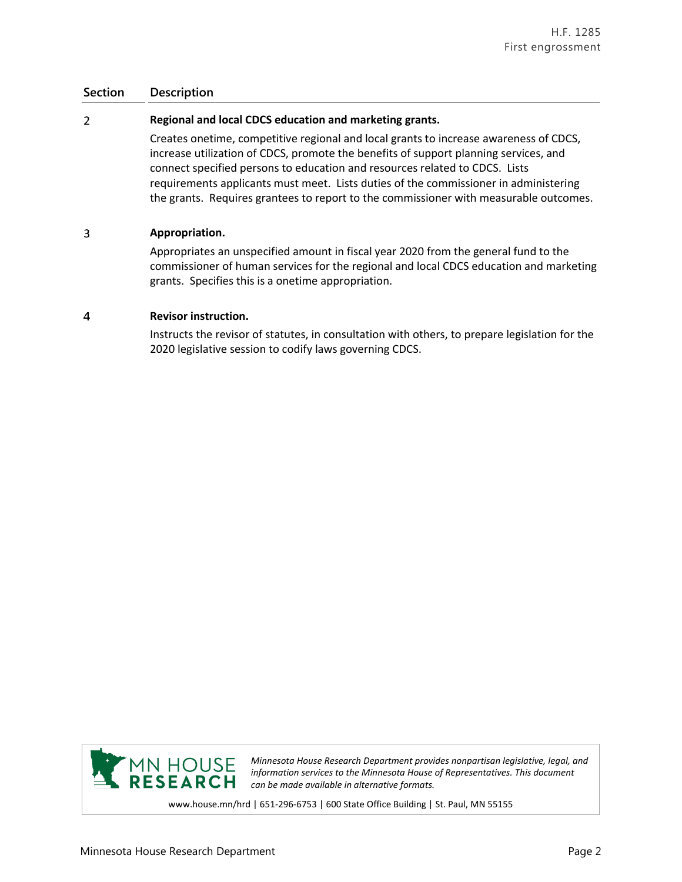| Section | Description |
|---|---|
| 2 | **Regional and local CDCS education and marketing grants.** Creates onetime, competitive regional and local grants to increase awareness of CDCS, increase utilization of CDCS, promote the benefits of support planning services, and connect specified persons to education and resources related to CDCS. Lists requirements applicants must meet. Lists duties of the commissioner in administering the grants. Requires grantees to report to the commissioner with measurable outcomes. |
| 3 | **Appropriation.** Appropriates an unspecified amount in fiscal year 2020 from the general fund to the commissioner of human services for the regional and local CDCS education and marketing grants. Specifies this is a onetime appropriation. |
| 4 | **Revisor instruction.** Instructs the revisor of statutes, in consultation with others, to prepare legislation for the 2020 legislative session to codify laws governing CDCS. |

MN HOUSE RESEARCH

*Minnesota House Research Department provides nonpartisan legislative, legal, and information services to the Minnesota House of Representatives. This document can be made available in alternative formats.*

www.house.mn/hrd | 651-296-6753 | 600 State Office Building | St. Paul, MN 55155